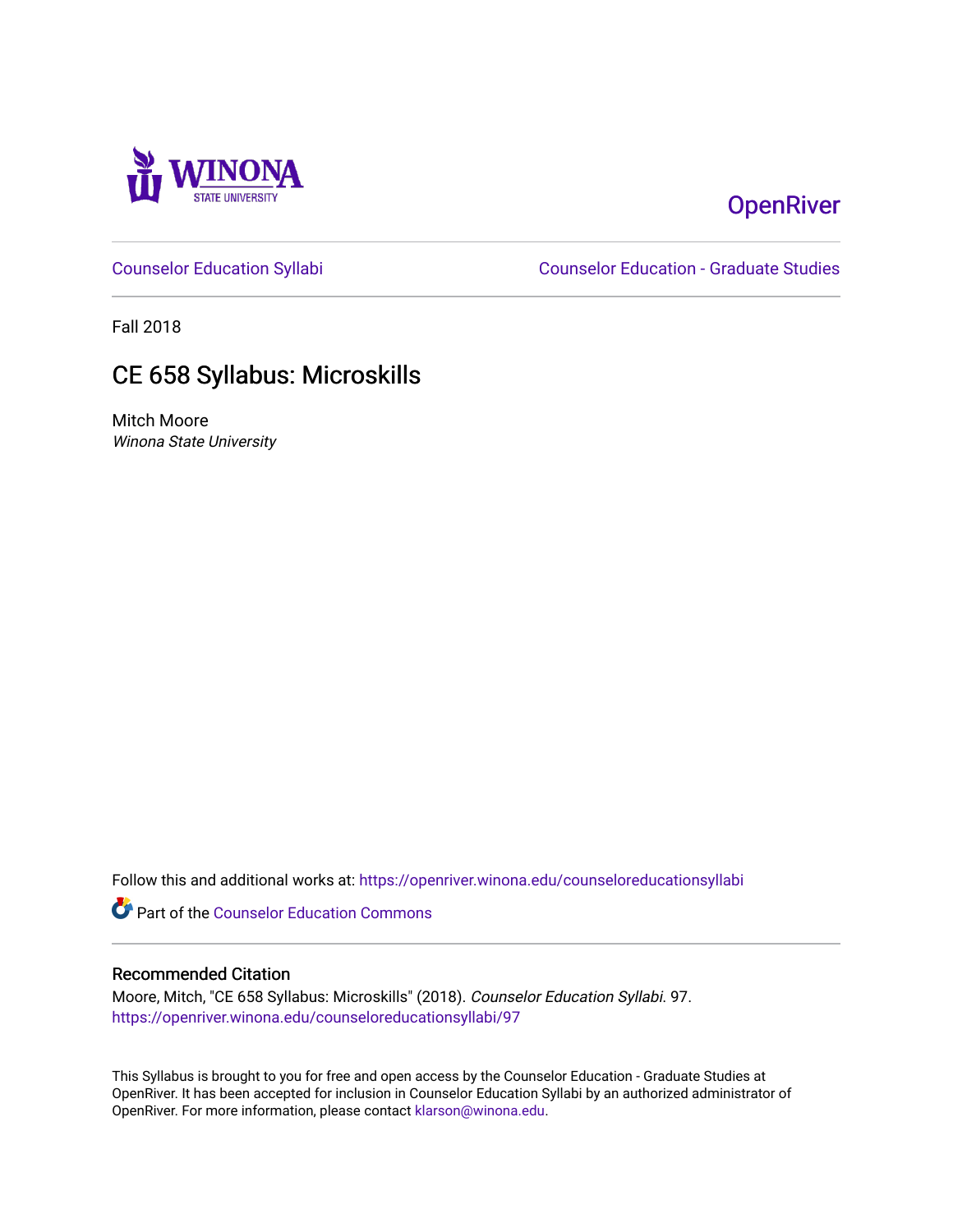Winona State University

OpenRiver

Counselor Education Syllabi | Counselor Education - Graduate Studies

Fall 2018

# CE 658 Syllabus: Microskills

Mitch Moore

*Winona State University*

Follow this and additional works at: https://openriver.winona.edu/counseloreducationsyllabi

Part of the Counselor Education Commons

## Recommended Citation

Moore, Mitch, "CE 658 Syllabus: Microskills" (2018). *Counselor Education Syllabi*. 97.
https://openriver.winona.edu/counseloreducationsyllabi/97

This Syllabus is brought to you for free and open access by the Counselor Education - Graduate Studies at OpenRiver. It has been accepted for inclusion in Counselor Education Syllabi by an authorized administrator of OpenRiver. For more information, please contact klarson@winona.edu.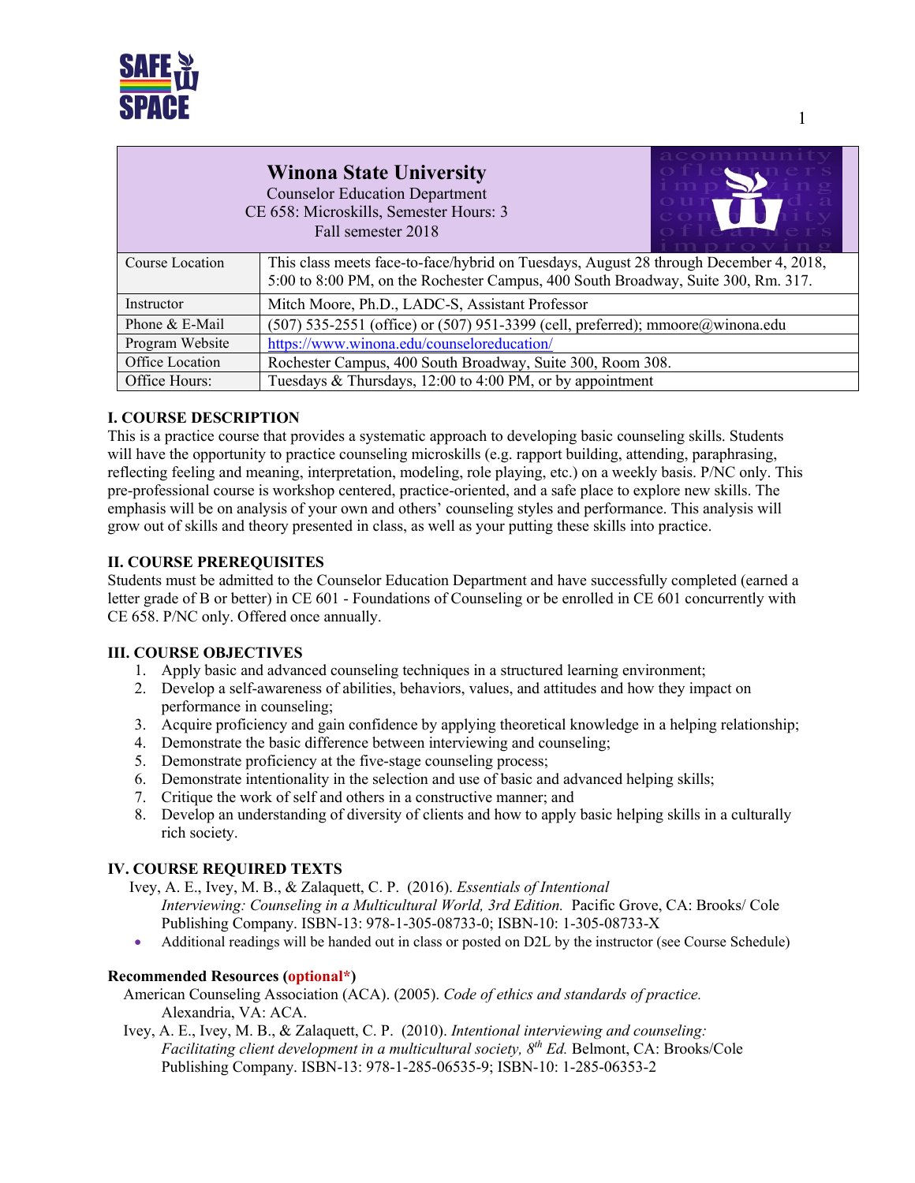# Winona State University

Counselor Education Department
CE 658: Microskills, Semester Hours: 3
Fall semester 2018

| | |
|---|---|
| Course Location | This class meets face-to-face/hybrid on Tuesdays, August 28 through December 4, 2018, 5:00 to 8:00 PM, on the Rochester Campus, 400 South Broadway, Suite 300, Rm. 317. |
| Instructor | Mitch Moore, Ph.D., LADC-S, Assistant Professor |
| Phone & E-Mail | (507) 535-2551 (office) or (507) 951-3399 (cell, preferred); mmoore@winona.edu |
| Program Website | https://www.winona.edu/counseloreducation/ |
| Office Location | Rochester Campus, 400 South Broadway, Suite 300, Room 308. |
| Office Hours: | Tuesdays & Thursdays, 12:00 to 4:00 PM, or by appointment |

## I. COURSE DESCRIPTION

This is a practice course that provides a systematic approach to developing basic counseling skills. Students will have the opportunity to practice counseling microskills (e.g. rapport building, attending, paraphrasing, reflecting feeling and meaning, interpretation, modeling, role playing, etc.) on a weekly basis. P/NC only. This pre-professional course is workshop centered, practice-oriented, and a safe place to explore new skills. The emphasis will be on analysis of your own and others' counseling styles and performance. This analysis will grow out of skills and theory presented in class, as well as your putting these skills into practice.

## II. COURSE PREREQUISITES

Students must be admitted to the Counselor Education Department and have successfully completed (earned a letter grade of B or better) in CE 601 - Foundations of Counseling or be enrolled in CE 601 concurrently with CE 658. P/NC only. Offered once annually.

## III. COURSE OBJECTIVES

1. Apply basic and advanced counseling techniques in a structured learning environment;
2. Develop a self-awareness of abilities, behaviors, values, and attitudes and how they impact on performance in counseling;
3. Acquire proficiency and gain confidence by applying theoretical knowledge in a helping relationship;
4. Demonstrate the basic difference between interviewing and counseling;
5. Demonstrate proficiency at the five-stage counseling process;
6. Demonstrate intentionality in the selection and use of basic and advanced helping skills;
7. Critique the work of self and others in a constructive manner; and
8. Develop an understanding of diversity of clients and how to apply basic helping skills in a culturally rich society.

## IV. COURSE REQUIRED TEXTS

Ivey, A. E., Ivey, M. B., & Zalaquett, C. P. (2016). *Essentials of Intentional Interviewing: Counseling in a Multicultural World, 3rd Edition.* Pacific Grove, CA: Brooks/ Cole Publishing Company. ISBN-13: 978-1-305-08733-0; ISBN-10: 1-305-08733-X

- Additional readings will be handed out in class or posted on D2L by the instructor (see Course Schedule)

**Recommended Resources (optional*)**

American Counseling Association (ACA). (2005). *Code of ethics and standards of practice.* Alexandria, VA: ACA.

Ivey, A. E., Ivey, M. B., & Zalaquett, C. P. (2010). *Intentional interviewing and counseling: Facilitating client development in a multicultural society, 8th Ed.* Belmont, CA: Brooks/Cole Publishing Company. ISBN-13: 978-1-285-06535-9; ISBN-10: 1-285-06353-2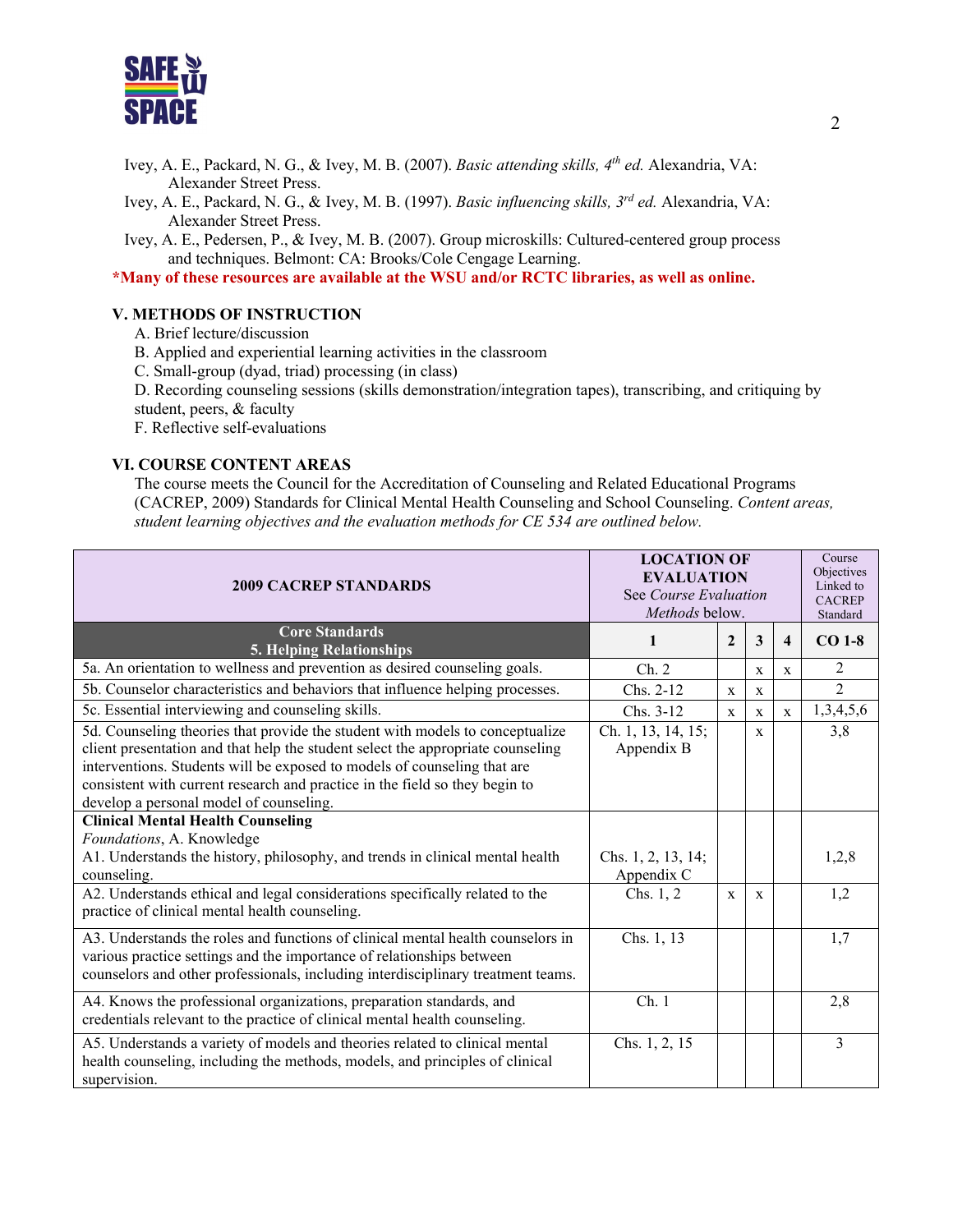Ivey, A. E., Packard, N. G., & Ivey, M. B. (2007). *Basic attending skills, 4th ed.* Alexandria, VA: Alexander Street Press.

Ivey, A. E., Packard, N. G., & Ivey, M. B. (1997). *Basic influencing skills, 3rd ed.* Alexandria, VA: Alexander Street Press.

Ivey, A. E., Pedersen, P., & Ivey, M. B. (2007). Group microskills: Cultured-centered group process and techniques. Belmont: CA: Brooks/Cole Cengage Learning.

**\*Many of these resources are available at the WSU and/or RCTC libraries, as well as online.**

## V. METHODS OF INSTRUCTION

A. Brief lecture/discussion
B. Applied and experiential learning activities in the classroom
C. Small-group (dyad, triad) processing (in class)
D. Recording counseling sessions (skills demonstration/integration tapes), transcribing, and critiquing by student, peers, & faculty
F. Reflective self-evaluations

## VI. COURSE CONTENT AREAS

The course meets the Council for the Accreditation of Counseling and Related Educational Programs (CACREP, 2009) Standards for Clinical Mental Health Counseling and School Counseling. *Content areas, student learning objectives and the evaluation methods for CE 534 are outlined below.*

| **2009 CACREP STANDARDS** | **LOCATION OF EVALUATION** See *Course Evaluation Methods* below. | | | | Course Objectives Linked to CACREP Standard |
|---|---|---|---|---|---|
| **Core Standards 5. Helping Relationships** | **1** | **2** | **3** | **4** | **CO 1-8** |
| 5a. An orientation to wellness and prevention as desired counseling goals. | Ch. 2 | | x | x | 2 |
| 5b. Counselor characteristics and behaviors that influence helping processes. | Chs. 2-12 | x | x | | 2 |
| 5c. Essential interviewing and counseling skills. | Chs. 3-12 | x | x | x | 1,3,4,5,6 |
| 5d. Counseling theories that provide the student with models to conceptualize client presentation and that help the student select the appropriate counseling interventions. Students will be exposed to models of counseling that are consistent with current research and practice in the field so they begin to develop a personal model of counseling. | Ch. 1, 13, 14, 15; Appendix B | | x | | 3,8 |
| **Clinical Mental Health Counseling** *Foundations*, A. Knowledge A1. Understands the history, philosophy, and trends in clinical mental health counseling. | Chs. 1, 2, 13, 14; Appendix C | | | | 1,2,8 |
| A2. Understands ethical and legal considerations specifically related to the practice of clinical mental health counseling. | Chs. 1, 2 | x | x | | 1,2 |
| A3. Understands the roles and functions of clinical mental health counselors in various practice settings and the importance of relationships between counselors and other professionals, including interdisciplinary treatment teams. | Chs. 1, 13 | | | | 1,7 |
| A4. Knows the professional organizations, preparation standards, and credentials relevant to the practice of clinical mental health counseling. | Ch. 1 | | | | 2,8 |
| A5. Understands a variety of models and theories related to clinical mental health counseling, including the methods, models, and principles of clinical supervision. | Chs. 1, 2, 15 | | | | 3 |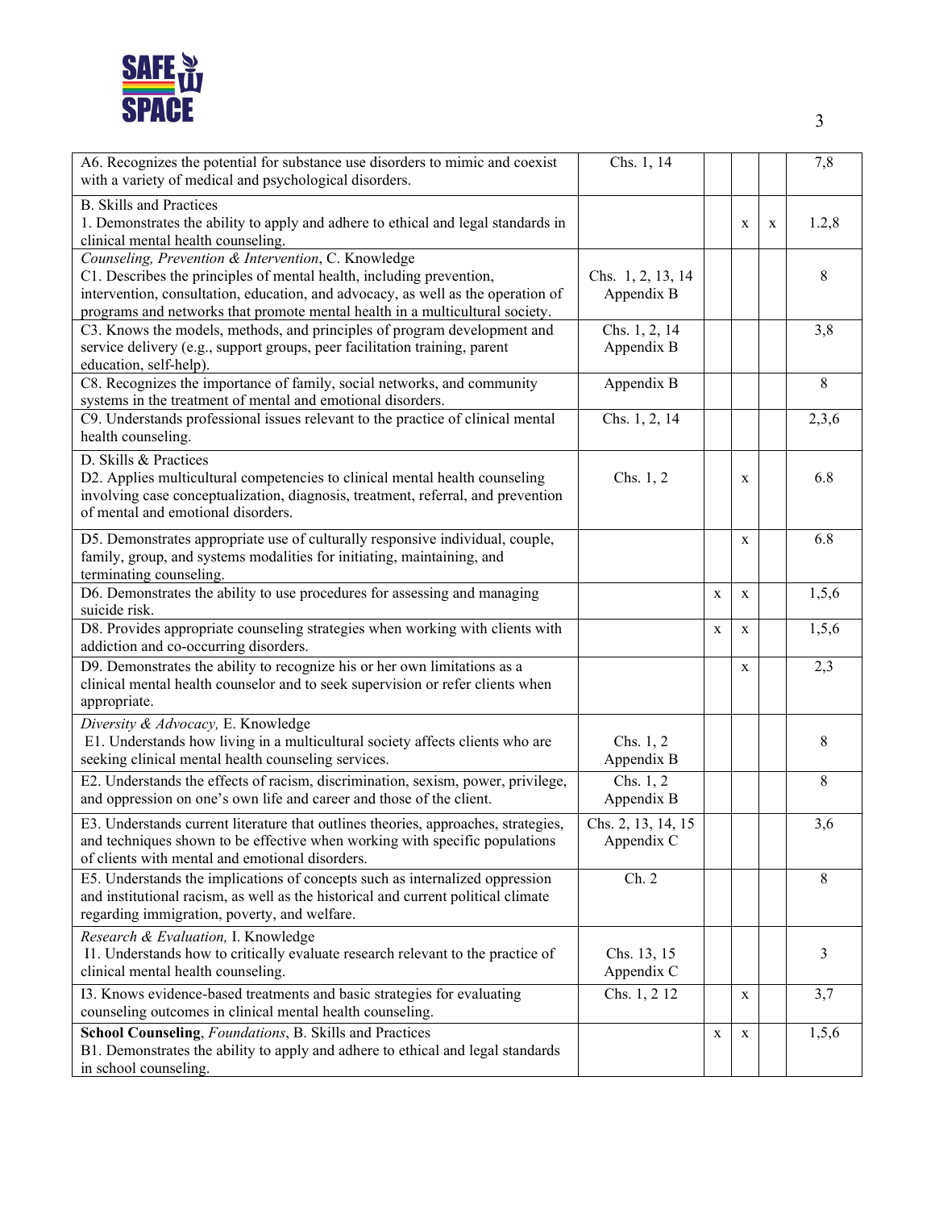| | | | | | |
|---|---|---|---|---|---|
| A6. Recognizes the potential for substance use disorders to mimic and coexist with a variety of medical and psychological disorders. | Chs. 1, 14 | | | | 7,8 |
| B. Skills and Practices<br>1. Demonstrates the ability to apply and adhere to ethical and legal standards in clinical mental health counseling. | | | x | x | 1.2,8 |
| *Counseling, Prevention & Intervention*, C. Knowledge<br>C1. Describes the principles of mental health, including prevention, intervention, consultation, education, and advocacy, as well as the operation of programs and networks that promote mental health in a multicultural society. | Chs. 1, 2, 13, 14<br>Appendix B | | | | 8 |
| C3. Knows the models, methods, and principles of program development and service delivery (e.g., support groups, peer facilitation training, parent education, self-help). | Chs. 1, 2, 14<br>Appendix B | | | | 3,8 |
| C8. Recognizes the importance of family, social networks, and community systems in the treatment of mental and emotional disorders. | Appendix B | | | | 8 |
| C9. Understands professional issues relevant to the practice of clinical mental health counseling. | Chs. 1, 2, 14 | | | | 2,3,6 |
| D. Skills & Practices<br>D2. Applies multicultural competencies to clinical mental health counseling involving case conceptualization, diagnosis, treatment, referral, and prevention of mental and emotional disorders. | Chs. 1, 2 | | x | | 6.8 |
| D5. Demonstrates appropriate use of culturally responsive individual, couple, family, group, and systems modalities for initiating, maintaining, and terminating counseling. | | | x | | 6.8 |
| D6. Demonstrates the ability to use procedures for assessing and managing suicide risk. | | x | x | | 1,5,6 |
| D8. Provides appropriate counseling strategies when working with clients with addiction and co-occurring disorders. | | x | x | | 1,5,6 |
| D9. Demonstrates the ability to recognize his or her own limitations as a clinical mental health counselor and to seek supervision or refer clients when appropriate. | | | x | | 2,3 |
| *Diversity & Advocacy,* E. Knowledge<br>E1. Understands how living in a multicultural society affects clients who are seeking clinical mental health counseling services. | Chs. 1, 2<br>Appendix B | | | | 8 |
| E2. Understands the effects of racism, discrimination, sexism, power, privilege, and oppression on one's own life and career and those of the client. | Chs. 1, 2<br>Appendix B | | | | 8 |
| E3. Understands current literature that outlines theories, approaches, strategies, and techniques shown to be effective when working with specific populations of clients with mental and emotional disorders. | Chs. 2, 13, 14, 15<br>Appendix C | | | | 3,6 |
| E5. Understands the implications of concepts such as internalized oppression and institutional racism, as well as the historical and current political climate regarding immigration, poverty, and welfare. | Ch. 2 | | | | 8 |
| *Research & Evaluation,* I. Knowledge<br>I1. Understands how to critically evaluate research relevant to the practice of clinical mental health counseling. | Chs. 13, 15<br>Appendix C | | | | 3 |
| I3. Knows evidence-based treatments and basic strategies for evaluating counseling outcomes in clinical mental health counseling. | Chs. 1, 2 12 | | x | | 3,7 |
| **School Counseling**, *Foundations*, B. Skills and Practices<br>B1. Demonstrates the ability to apply and adhere to ethical and legal standards in school counseling. | | x | x | | 1,5,6 |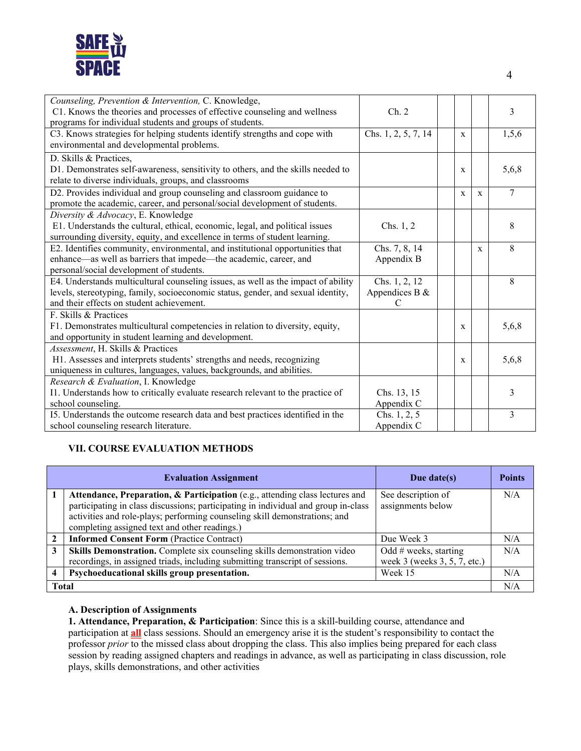| | | | | | |
|---|---|---|---|---|---|
| *Counseling, Prevention & Intervention,* C. Knowledge, C1. Knows the theories and processes of effective counseling and wellness programs for individual students and groups of students. | Ch. 2 | | | | 3 |
| C3. Knows strategies for helping students identify strengths and cope with environmental and developmental problems. | Chs. 1, 2, 5, 7, 14 | | x | | 1,5,6 |
| D. Skills & Practices, D1. Demonstrates self-awareness, sensitivity to others, and the skills needed to relate to diverse individuals, groups, and classrooms | | | x | | 5,6,8 |
| D2. Provides individual and group counseling and classroom guidance to promote the academic, career, and personal/social development of students. | | | x | x | 7 |
| *Diversity & Advocacy*, E. Knowledge E1. Understands the cultural, ethical, economic, legal, and political issues surrounding diversity, equity, and excellence in terms of student learning. | Chs. 1, 2 | | | | 8 |
| E2. Identifies community, environmental, and institutional opportunities that enhance—as well as barriers that impede—the academic, career, and personal/social development of students. | Chs. 7, 8, 14 Appendix B | | | x | 8 |
| E4. Understands multicultural counseling issues, as well as the impact of ability levels, stereotyping, family, socioeconomic status, gender, and sexual identity, and their effects on student achievement. | Chs. 1, 2, 12 Appendices B & C | | | | 8 |
| F. Skills & Practices F1. Demonstrates multicultural competencies in relation to diversity, equity, and opportunity in student learning and development. | | | x | | 5,6,8 |
| *Assessment*, H. Skills & Practices H1. Assesses and interprets students' strengths and needs, recognizing uniqueness in cultures, languages, values, backgrounds, and abilities. | | | x | | 5,6,8 |
| *Research & Evaluation*, I. Knowledge I1. Understands how to critically evaluate research relevant to the practice of school counseling. | Chs. 13, 15 Appendix C | | | | 3 |
| I5. Understands the outcome research data and best practices identified in the school counseling research literature. | Chs. 1, 2, 5 Appendix C | | | | 3 |

## VII. COURSE EVALUATION METHODS

| | Evaluation Assignment | Due date(s) | Points |
|---|---|---|---|
| 1 | **Attendance, Preparation, & Participation** (e.g., attending class lectures and participating in class discussions; participating in individual and group in-class activities and role-plays; performing counseling skill demonstrations; and completing assigned text and other readings.) | See description of assignments below | N/A |
| 2 | **Informed Consent Form** (Practice Contract) | Due Week 3 | N/A |
| 3 | **Skills Demonstration.** Complete six counseling skills demonstration video recordings, in assigned triads, including submitting transcript of sessions. | Odd # weeks, starting week 3 (weeks 3, 5, 7, etc.) | N/A |
| 4 | **Psychoeducational skills group presentation.** | Week 15 | N/A |
| **Total** | | | N/A |

### A. Description of Assignments

**1. Attendance, Preparation, & Participation**: Since this is a skill-building course, attendance and participation at **all** class sessions. Should an emergency arise it is the student's responsibility to contact the professor *prior* to the missed class about dropping the class. This also implies being prepared for each class session by reading assigned chapters and readings in advance, as well as participating in class discussion, role plays, skills demonstrations, and other activities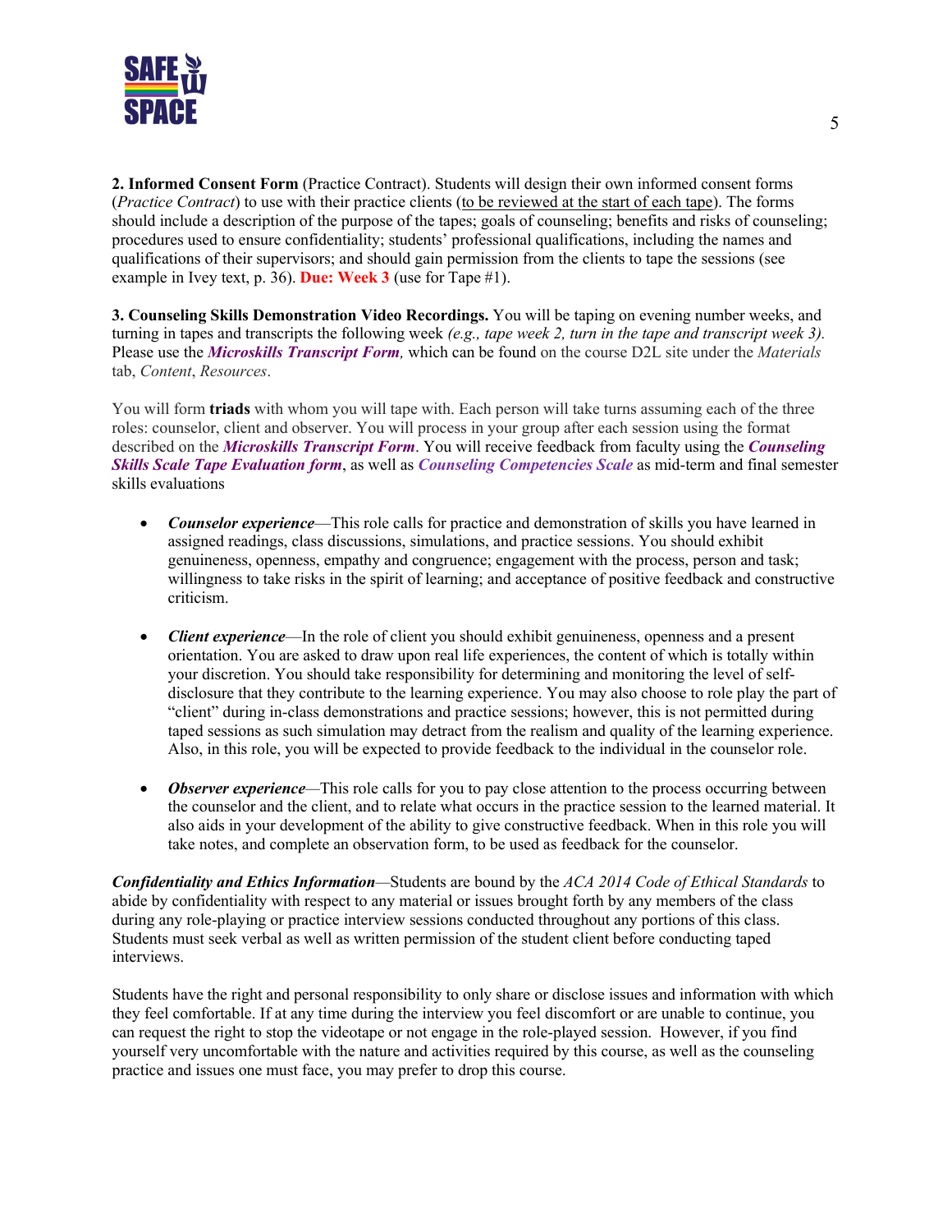**2. Informed Consent Form** (Practice Contract). Students will design their own informed consent forms (*Practice Contract*) to use with their practice clients (to be reviewed at the start of each tape). The forms should include a description of the purpose of the tapes; goals of counseling; benefits and risks of counseling; procedures used to ensure confidentiality; students' professional qualifications, including the names and qualifications of their supervisors; and should gain permission from the clients to tape the sessions (see example in Ivey text, p. 36). **Due: Week 3** (use for Tape #1).

**3. Counseling Skills Demonstration Video Recordings.** You will be taping on evening number weeks, and turning in tapes and transcripts the following week *(e.g., tape week 2, turn in the tape and transcript week 3).* Please use the ***Microskills Transcript Form***, which can be found on the course D2L site under the *Materials* tab, *Content*, *Resources*.

You will form **triads** with whom you will tape with. Each person will take turns assuming each of the three roles: counselor, client and observer. You will process in your group after each session using the format described on the ***Microskills Transcript Form***. You will receive feedback from faculty using the ***Counseling Skills Scale Tape Evaluation form***, as well as ***Counseling Competencies Scale*** as mid-term and final semester skills evaluations

- ***Counselor experience***—This role calls for practice and demonstration of skills you have learned in assigned readings, class discussions, simulations, and practice sessions. You should exhibit genuineness, openness, empathy and congruence; engagement with the process, person and task; willingness to take risks in the spirit of learning; and acceptance of positive feedback and constructive criticism.

- ***Client experience***—In the role of client you should exhibit genuineness, openness and a present orientation. You are asked to draw upon real life experiences, the content of which is totally within your discretion. You should take responsibility for determining and monitoring the level of self-disclosure that they contribute to the learning experience. You may also choose to role play the part of "client" during in-class demonstrations and practice sessions; however, this is not permitted during taped sessions as such simulation may detract from the realism and quality of the learning experience. Also, in this role, you will be expected to provide feedback to the individual in the counselor role.

- ***Observer experience***—This role calls for you to pay close attention to the process occurring between the counselor and the client, and to relate what occurs in the practice session to the learned material. It also aids in your development of the ability to give constructive feedback. When in this role you will take notes, and complete an observation form, to be used as feedback for the counselor.

***Confidentiality and Ethics Information***—Students are bound by the *ACA 2014 Code of Ethical Standards* to abide by confidentiality with respect to any material or issues brought forth by any members of the class during any role-playing or practice interview sessions conducted throughout any portions of this class. Students must seek verbal as well as written permission of the student client before conducting taped interviews.

Students have the right and personal responsibility to only share or disclose issues and information with which they feel comfortable. If at any time during the interview you feel discomfort or are unable to continue, you can request the right to stop the videotape or not engage in the role-played session. However, if you find yourself very uncomfortable with the nature and activities required by this course, as well as the counseling practice and issues one must face, you may prefer to drop this course.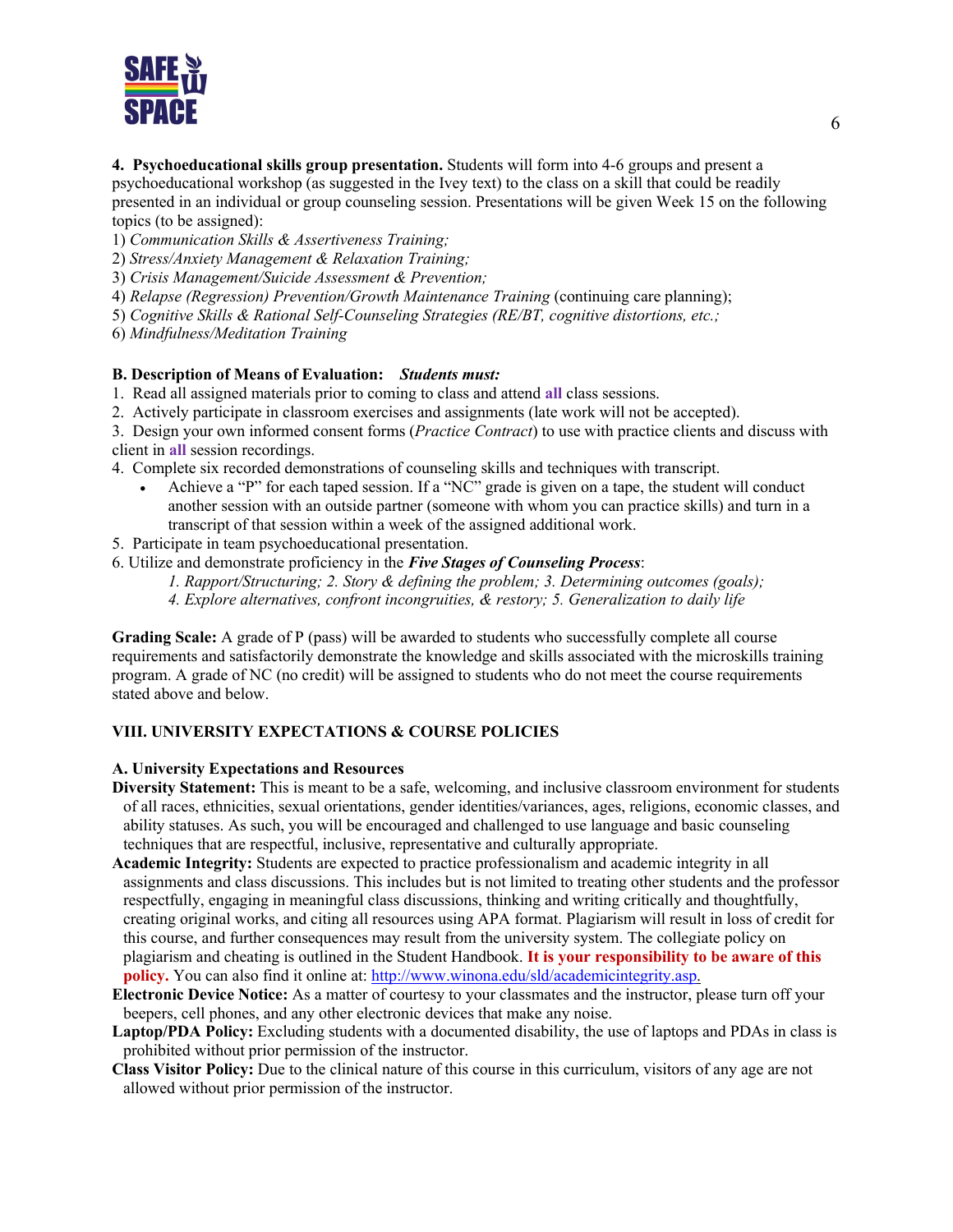**4. Psychoeducational skills group presentation.** Students will form into 4-6 groups and present a psychoeducational workshop (as suggested in the Ivey text) to the class on a skill that could be readily presented in an individual or group counseling session. Presentations will be given Week 15 on the following topics (to be assigned):

1) *Communication Skills & Assertiveness Training;*
2) *Stress/Anxiety Management & Relaxation Training;*
3) *Crisis Management/Suicide Assessment & Prevention;*
4) *Relapse (Regression) Prevention/Growth Maintenance Training* (continuing care planning);
5) *Cognitive Skills & Rational Self-Counseling Strategies (RE/BT, cognitive distortions, etc.;*
6) *Mindfulness/Meditation Training*

**B. Description of Means of Evaluation:** ***Students must:***

1. Read all assigned materials prior to coming to class and attend **all** class sessions.
2. Actively participate in classroom exercises and assignments (late work will not be accepted).
3. Design your own informed consent forms (*Practice Contract*) to use with practice clients and discuss with client in **all** session recordings.
4. Complete six recorded demonstrations of counseling skills and techniques with transcript.
   - Achieve a "P" for each taped session. If a "NC" grade is given on a tape, the student will conduct another session with an outside partner (someone with whom you can practice skills) and turn in a transcript of that session within a week of the assigned additional work.
5. Participate in team psychoeducational presentation.
6. Utilize and demonstrate proficiency in the ***Five Stages of Counseling Process***:
   *1. Rapport/Structuring; 2. Story & defining the problem; 3. Determining outcomes (goals);*
   *4. Explore alternatives, confront incongruities, & restory; 5. Generalization to daily life*

**Grading Scale:** A grade of P (pass) will be awarded to students who successfully complete all course requirements and satisfactorily demonstrate the knowledge and skills associated with the microskills training program. A grade of NC (no credit) will be assigned to students who do not meet the course requirements stated above and below.

## VIII. UNIVERSITY EXPECTATIONS & COURSE POLICIES

### A. University Expectations and Resources

**Diversity Statement:** This is meant to be a safe, welcoming, and inclusive classroom environment for students of all races, ethnicities, sexual orientations, gender identities/variances, ages, religions, economic classes, and ability statuses. As such, you will be encouraged and challenged to use language and basic counseling techniques that are respectful, inclusive, representative and culturally appropriate.

**Academic Integrity:** Students are expected to practice professionalism and academic integrity in all assignments and class discussions. This includes but is not limited to treating other students and the professor respectfully, engaging in meaningful class discussions, thinking and writing critically and thoughtfully, creating original works, and citing all resources using APA format. Plagiarism will result in loss of credit for this course, and further consequences may result from the university system. The collegiate policy on plagiarism and cheating is outlined in the Student Handbook. **It is your responsibility to be aware of this policy.** You can also find it online at: http://www.winona.edu/sld/academicintegrity.asp.

**Electronic Device Notice:** As a matter of courtesy to your classmates and the instructor, please turn off your beepers, cell phones, and any other electronic devices that make any noise.

**Laptop/PDA Policy:** Excluding students with a documented disability, the use of laptops and PDAs in class is prohibited without prior permission of the instructor.

**Class Visitor Policy:** Due to the clinical nature of this course in this curriculum, visitors of any age are not allowed without prior permission of the instructor.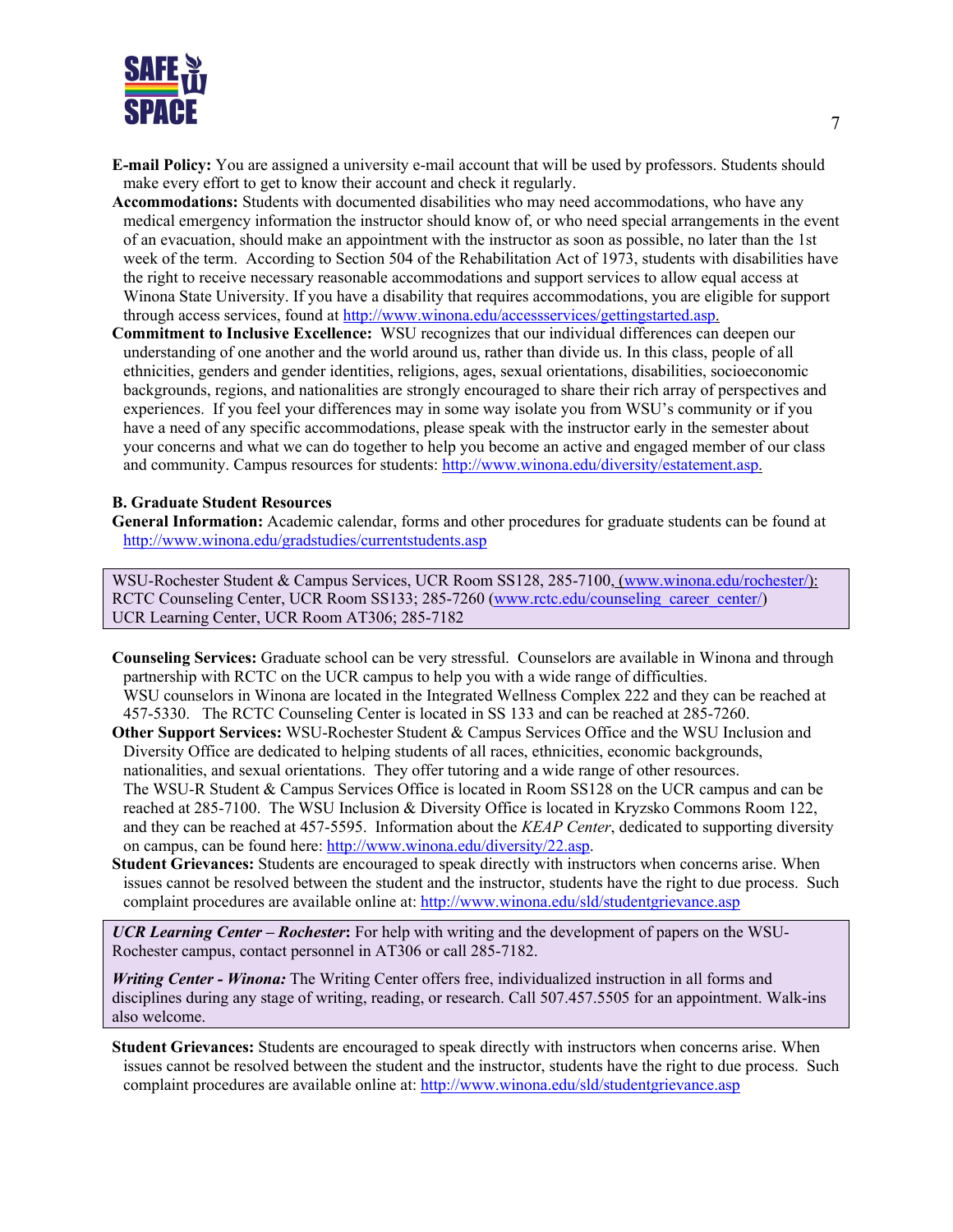**E-mail Policy:** You are assigned a university e-mail account that will be used by professors. Students should make every effort to get to know their account and check it regularly.

**Accommodations:** Students with documented disabilities who may need accommodations, who have any medical emergency information the instructor should know of, or who need special arrangements in the event of an evacuation, should make an appointment with the instructor as soon as possible, no later than the 1st week of the term. According to Section 504 of the Rehabilitation Act of 1973, students with disabilities have the right to receive necessary reasonable accommodations and support services to allow equal access at Winona State University. If you have a disability that requires accommodations, you are eligible for support through access services, found at http://www.winona.edu/accessservices/gettingstarted.asp.

**Commitment to Inclusive Excellence:** WSU recognizes that our individual differences can deepen our understanding of one another and the world around us, rather than divide us. In this class, people of all ethnicities, genders and gender identities, religions, ages, sexual orientations, disabilities, socioeconomic backgrounds, regions, and nationalities are strongly encouraged to share their rich array of perspectives and experiences. If you feel your differences may in some way isolate you from WSU's community or if you have a need of any specific accommodations, please speak with the instructor early in the semester about your concerns and what we can do together to help you become an active and engaged member of our class and community. Campus resources for students: http://www.winona.edu/diversity/estatement.asp.

**B. Graduate Student Resources**

**General Information:** Academic calendar, forms and other procedures for graduate students can be found at http://www.winona.edu/gradstudies/currentstudents.asp

WSU-Rochester Student & Campus Services, UCR Room SS128, 285-7100, (www.winona.edu/rochester/):
RCTC Counseling Center, UCR Room SS133; 285-7260 (www.rctc.edu/counseling_career_center/)
UCR Learning Center, UCR Room AT306; 285-7182

**Counseling Services:** Graduate school can be very stressful. Counselors are available in Winona and through partnership with RCTC on the UCR campus to help you with a wide range of difficulties.
WSU counselors in Winona are located in the Integrated Wellness Complex 222 and they can be reached at 457-5330. The RCTC Counseling Center is located in SS 133 and can be reached at 285-7260.

**Other Support Services:** WSU-Rochester Student & Campus Services Office and the WSU Inclusion and Diversity Office are dedicated to helping students of all races, ethnicities, economic backgrounds, nationalities, and sexual orientations. They offer tutoring and a wide range of other resources.
The WSU-R Student & Campus Services Office is located in Room SS128 on the UCR campus and can be reached at 285-7100. The WSU Inclusion & Diversity Office is located in Kryzsko Commons Room 122, and they can be reached at 457-5595. Information about the *KEAP Center*, dedicated to supporting diversity on campus, can be found here: http://www.winona.edu/diversity/22.asp.

**Student Grievances:** Students are encouraged to speak directly with instructors when concerns arise. When issues cannot be resolved between the student and the instructor, students have the right to due process. Such complaint procedures are available online at: http://www.winona.edu/sld/studentgrievance.asp

***UCR Learning Center – Rochester*:** For help with writing and the development of papers on the WSU-Rochester campus, contact personnel in AT306 or call 285-7182.

***Writing Center - Winona:*** The Writing Center offers free, individualized instruction in all forms and disciplines during any stage of writing, reading, or research. Call 507.457.5505 for an appointment. Walk-ins also welcome.

**Student Grievances:** Students are encouraged to speak directly with instructors when concerns arise. When issues cannot be resolved between the student and the instructor, students have the right to due process. Such complaint procedures are available online at: http://www.winona.edu/sld/studentgrievance.asp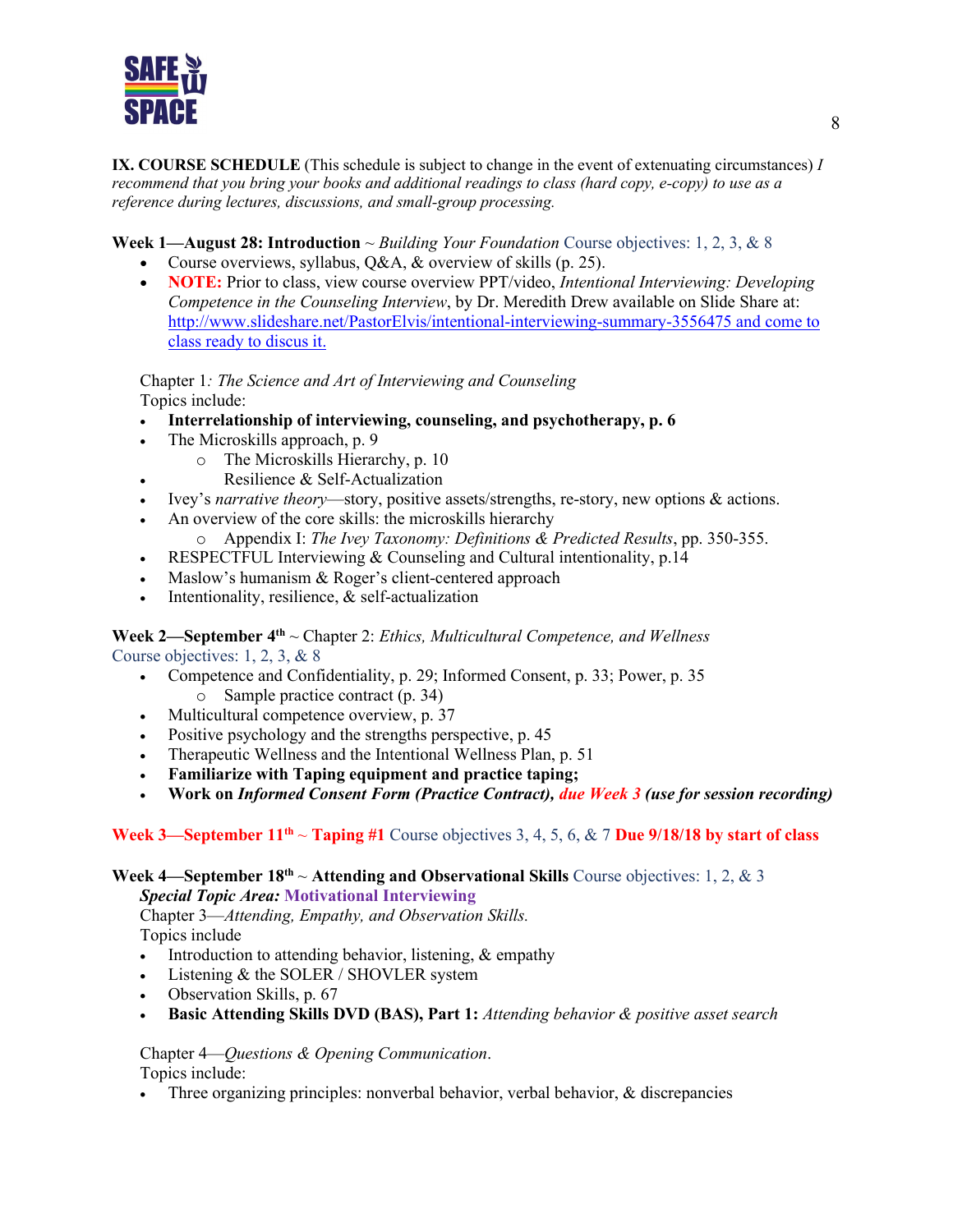**IX. COURSE SCHEDULE** (This schedule is subject to change in the event of extenuating circumstances) *I recommend that you bring your books and additional readings to class (hard copy, e-copy) to use as a reference during lectures, discussions, and small-group processing.*

**Week 1—August 28: Introduction** ~ *Building Your Foundation* Course objectives: 1, 2, 3, & 8

- Course overviews, syllabus, Q&A, & overview of skills (p. 25).
- **NOTE:** Prior to class, view course overview PPT/video, *Intentional Interviewing: Developing Competence in the Counseling Interview*, by Dr. Meredith Drew available on Slide Share at: http://www.slideshare.net/PastorElvis/intentional-interviewing-summary-3556475 and come to class ready to discus it.

Chapter 1*: The Science and Art of Interviewing and Counseling*
Topics include:

- **Interrelationship of interviewing, counseling, and psychotherapy, p. 6**
- The Microskills approach, p. 9
  - The Microskills Hierarchy, p. 10
- Resilience & Self-Actualization
- Ivey's *narrative theory*—story, positive assets/strengths, re-story, new options & actions.
- An overview of the core skills: the microskills hierarchy
  - Appendix I: *The Ivey Taxonomy: Definitions & Predicted Results*, pp. 350-355.
- RESPECTFUL Interviewing & Counseling and Cultural intentionality, p.14
- Maslow's humanism & Roger's client-centered approach
- Intentionality, resilience, & self-actualization

**Week 2—September 4th** ~ Chapter 2: *Ethics, Multicultural Competence, and Wellness*
Course objectives: 1, 2, 3, & 8

- Competence and Confidentiality, p. 29; Informed Consent, p. 33; Power, p. 35
  - Sample practice contract (p. 34)
- Multicultural competence overview, p. 37
- Positive psychology and the strengths perspective, p. 45
- Therapeutic Wellness and the Intentional Wellness Plan, p. 51
- **Familiarize with Taping equipment and practice taping;**
- **Work on *Informed Consent Form (Practice Contract), due Week 3 (use for session recording)***

**Week 3—September 11th ~ Taping #1** Course objectives 3, 4, 5, 6, & 7 **Due 9/18/18 by start of class**

**Week 4—September 18th** ~ **Attending and Observational Skills** Course objectives: 1, 2, & 3
***Special Topic Area:*** **Motivational Interviewing**
Chapter 3—*Attending, Empathy, and Observation Skills.*
Topics include

- Introduction to attending behavior, listening, & empathy
- Listening & the SOLER / SHOVLER system
- Observation Skills, p. 67
- **Basic Attending Skills DVD (BAS), Part 1:** *Attending behavior & positive asset search*

Chapter 4—*Questions & Opening Communication*.
Topics include:

- Three organizing principles: nonverbal behavior, verbal behavior, & discrepancies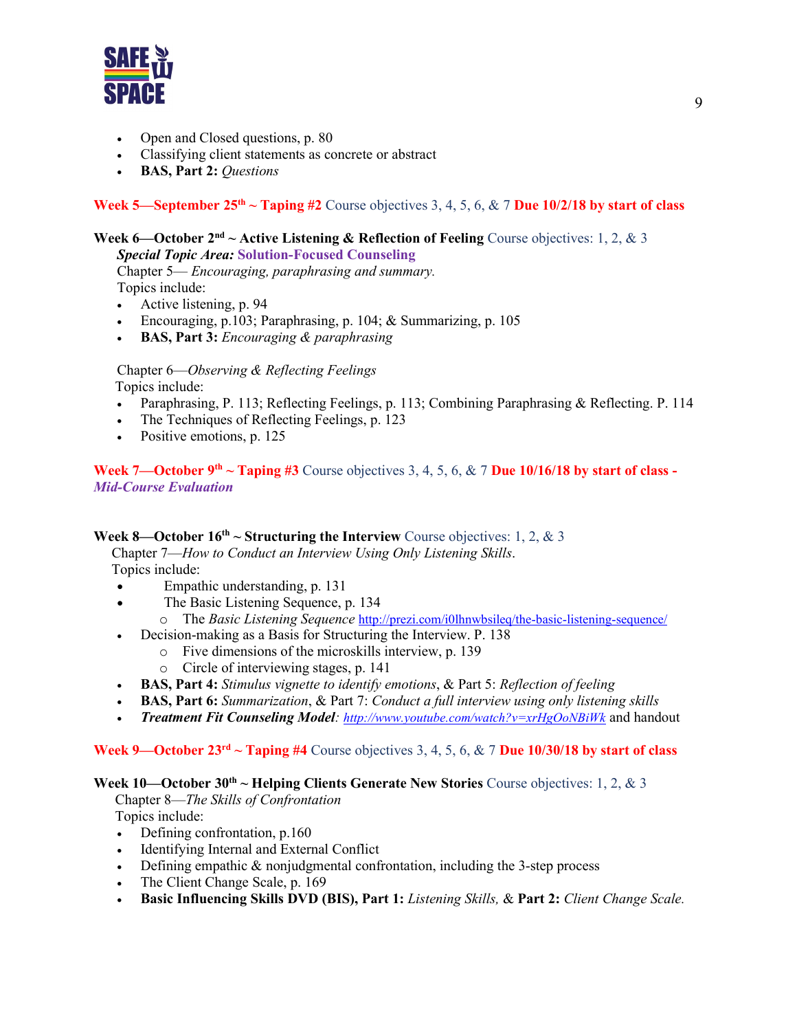- Open and Closed questions, p. 80
- Classifying client statements as concrete or abstract
- **BAS, Part 2:** *Questions*

**Week 5—September 25th ~ Taping #2** Course objectives 3, 4, 5, 6, & 7 **Due 10/2/18 by start of class**

**Week 6—October 2nd ~ Active Listening & Reflection of Feeling** Course objectives: 1, 2, & 3
***Special Topic Area:*** **Solution-Focused Counseling**
Chapter 5— *Encouraging, paraphrasing and summary.*
Topics include:

- Active listening, p. 94
- Encouraging, p.103; Paraphrasing, p. 104; & Summarizing, p. 105
- **BAS, Part 3:** *Encouraging & paraphrasing*

Chapter 6—*Observing & Reflecting Feelings*
Topics include:

- Paraphrasing, P. 113; Reflecting Feelings, p. 113; Combining Paraphrasing & Reflecting. P. 114
- The Techniques of Reflecting Feelings, p. 123
- Positive emotions, p. 125

**Week 7—October 9th ~ Taping #3** Course objectives 3, 4, 5, 6, & 7 **Due 10/16/18 by start of class -** ***Mid-Course Evaluation***

**Week 8—October 16th ~ Structuring the Interview** Course objectives: 1, 2, & 3
Chapter 7—*How to Conduct an Interview Using Only Listening Skills*.
Topics include:

- Empathic understanding, p. 131
- The Basic Listening Sequence, p. 134
  - The *Basic Listening Sequence* http://prezi.com/i0lhnwbsileq/the-basic-listening-sequence/
- Decision-making as a Basis for Structuring the Interview. P. 138
  - Five dimensions of the microskills interview, p. 139
  - Circle of interviewing stages, p. 141
- **BAS, Part 4:** *Stimulus vignette to identify emotions*, & Part 5: *Reflection of feeling*
- **BAS, Part 6:** *Summarization*, & Part 7: *Conduct a full interview using only listening skills*
- ***Treatment Fit Counseling Model**: http://www.youtube.com/watch?v=xrHgOoNBiWk* and handout

**Week 9—October 23rd ~ Taping #4** Course objectives 3, 4, 5, 6, & 7 **Due 10/30/18 by start of class**

**Week 10—October 30th ~ Helping Clients Generate New Stories** Course objectives: 1, 2, & 3
Chapter 8—*The Skills of Confrontation*
Topics include:

- Defining confrontation, p.160
- Identifying Internal and External Conflict
- Defining empathic & nonjudgmental confrontation, including the 3-step process
- The Client Change Scale, p. 169
- **Basic Influencing Skills DVD (BIS), Part 1:** *Listening Skills,* **& Part 2:** *Client Change Scale.*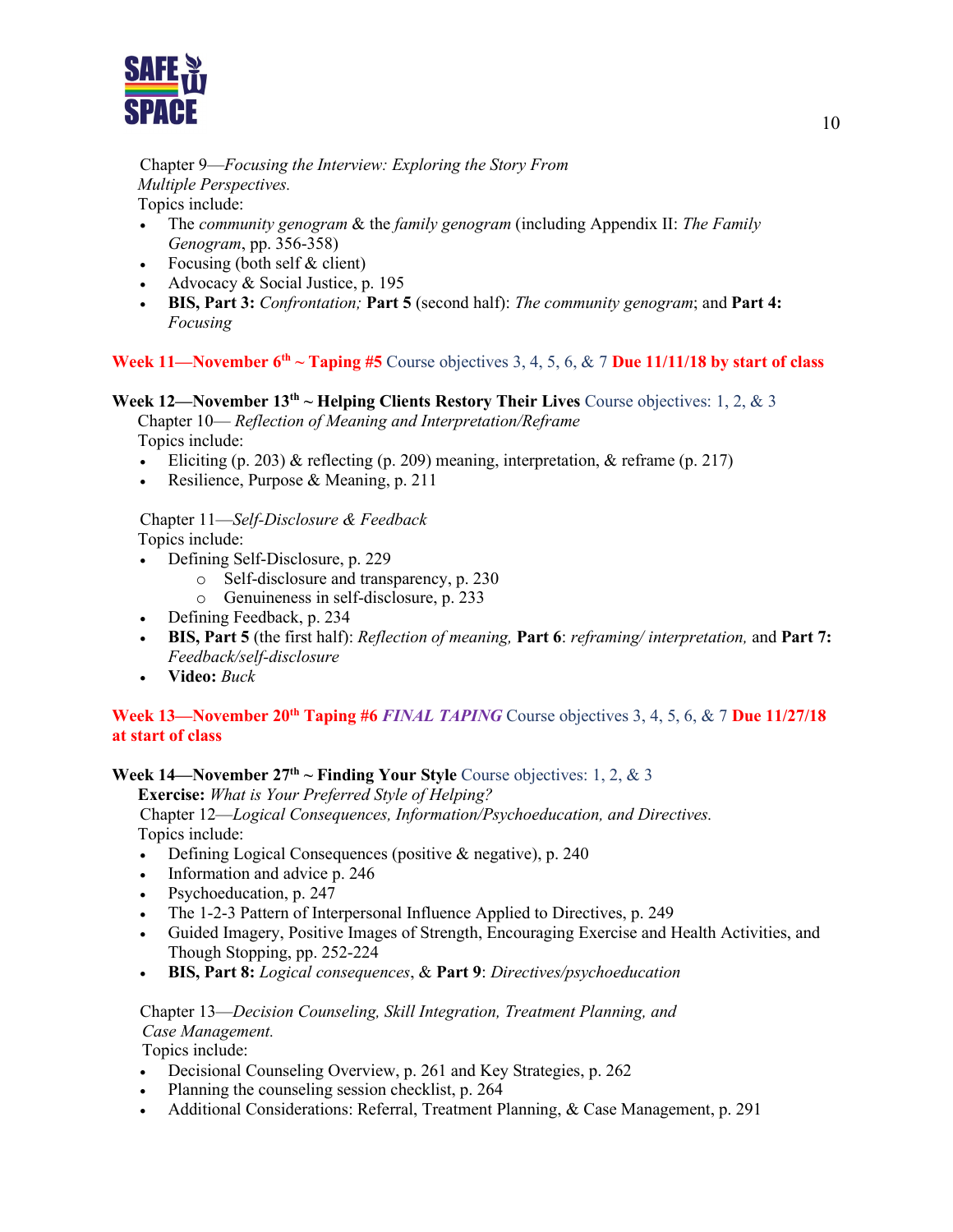Chapter 9—*Focusing the Interview: Exploring the Story From Multiple Perspectives.*
Topics include:

- The *community genogram* & the *family genogram* (including Appendix II: *The Family Genogram*, pp. 356-358)
- Focusing (both self & client)
- Advocacy & Social Justice, p. 195
- **BIS, Part 3:** *Confrontation;* **Part 5** (second half): *The community genogram*; and **Part 4:** *Focusing*

**Week 11—November 6th ~ Taping #5** Course objectives 3, 4, 5, 6, & 7 **Due 11/11/18 by start of class**

**Week 12—November 13th ~ Helping Clients Restory Their Lives** Course objectives: 1, 2, & 3
Chapter 10— *Reflection of Meaning and Interpretation/Reframe*
Topics include:

- Eliciting (p. 203) & reflecting (p. 209) meaning, interpretation, & reframe (p. 217)
- Resilience, Purpose & Meaning, p. 211

Chapter 11—*Self-Disclosure & Feedback*
Topics include:

- Defining Self-Disclosure, p. 229
  - Self-disclosure and transparency, p. 230
  - Genuineness in self-disclosure, p. 233
- Defining Feedback, p. 234
- **BIS, Part 5** (the first half): *Reflection of meaning,* **Part 6**: *reframing/ interpretation,* and **Part 7:** *Feedback/self-disclosure*
- **Video:** *Buck*

**Week 13—November 20th Taping #6 *FINAL TAPING*** Course objectives 3, 4, 5, 6, & 7 **Due 11/27/18 at start of class**

**Week 14—November 27th ~ Finding Your Style** Course objectives: 1, 2, & 3
**Exercise:** *What is Your Preferred Style of Helping?*
Chapter 12—*Logical Consequences, Information/Psychoeducation, and Directives.*
Topics include:

- Defining Logical Consequences (positive & negative), p. 240
- Information and advice p. 246
- Psychoeducation, p. 247
- The 1-2-3 Pattern of Interpersonal Influence Applied to Directives, p. 249
- Guided Imagery, Positive Images of Strength, Encouraging Exercise and Health Activities, and Though Stopping, pp. 252-224
- **BIS, Part 8:** *Logical consequences*, & **Part 9**: *Directives/psychoeducation*

Chapter 13—*Decision Counseling, Skill Integration, Treatment Planning, and Case Management.*
Topics include:

- Decisional Counseling Overview, p. 261 and Key Strategies, p. 262
- Planning the counseling session checklist, p. 264
- Additional Considerations: Referral, Treatment Planning, & Case Management, p. 291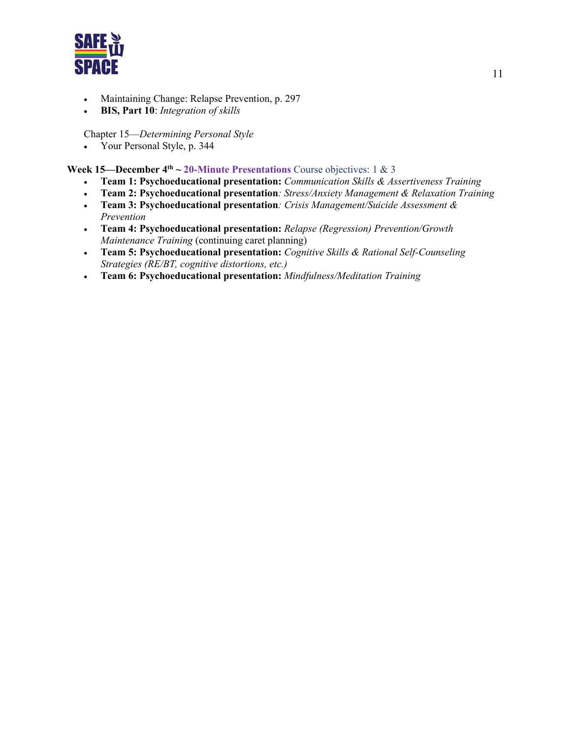- Maintaining Change: Relapse Prevention, p. 297
- **BIS, Part 10**: *Integration of skills*

Chapter 15—*Determining Personal Style*

- Your Personal Style, p. 344

**Week 15—December 4th ~ 20-Minute Presentations** Course objectives: 1 & 3

- **Team 1: Psychoeducational presentation:** *Communication Skills & Assertiveness Training*
- **Team 2: Psychoeducational presentation***: Stress/Anxiety Management & Relaxation Training*
- **Team 3: Psychoeducational presentation***: Crisis Management/Suicide Assessment & Prevention*
- **Team 4: Psychoeducational presentation:** *Relapse (Regression) Prevention/Growth Maintenance Training* (continuing caret planning)
- **Team 5: Psychoeducational presentation:** *Cognitive Skills & Rational Self-Counseling Strategies (RE/BT, cognitive distortions, etc.)*
- **Team 6: Psychoeducational presentation:** *Mindfulness/Meditation Training*